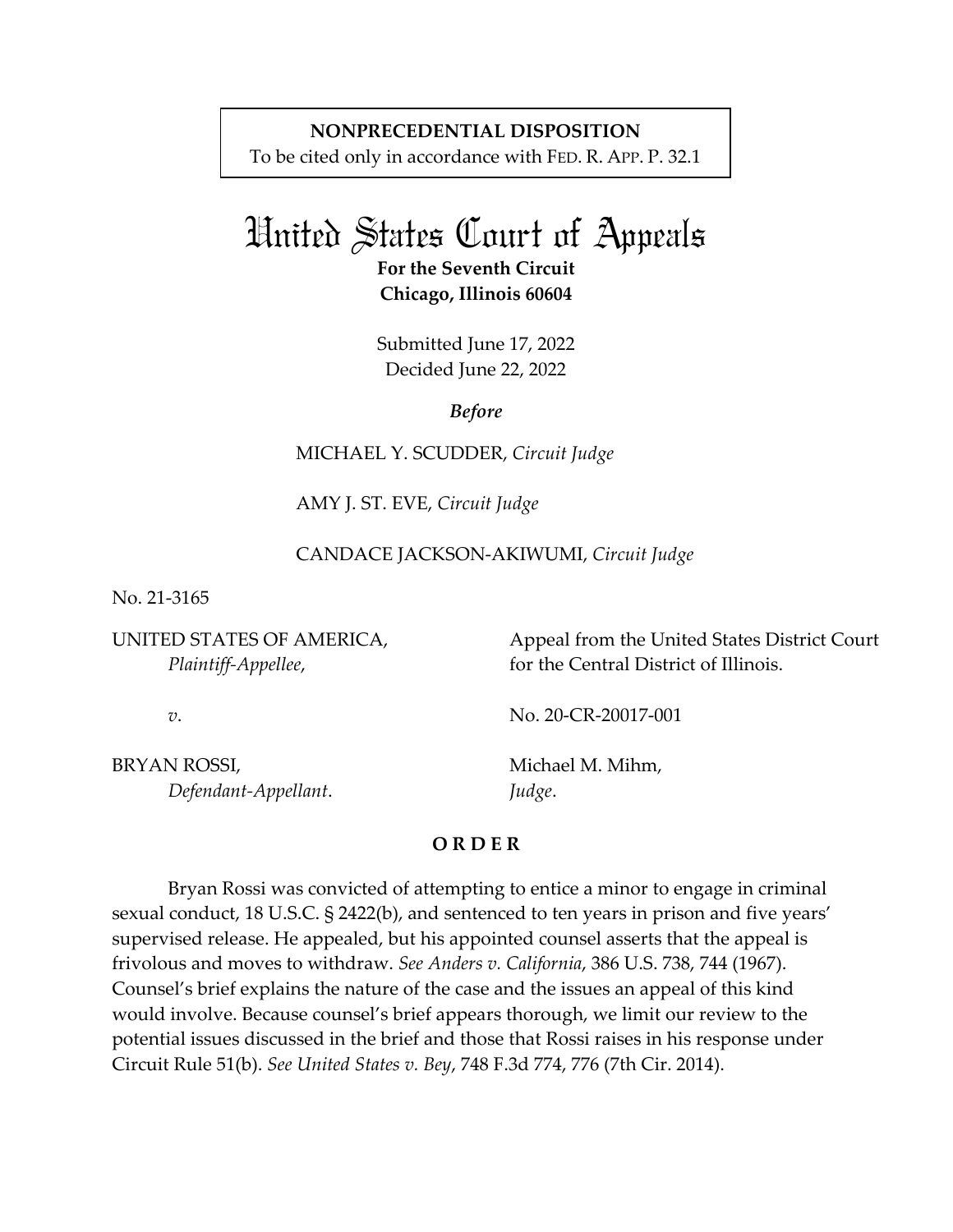**NONPRECEDENTIAL DISPOSITION**
To be cited only in accordance with FED. R. APP. P. 32.1

# United States Court of Appeals

**For the Seventh Circuit**
**Chicago, Illinois 60604**

Submitted June 17, 2022
Decided June 22, 2022

***Before***

MICHAEL Y. SCUDDER, *Circuit Judge*

AMY J. ST. EVE, *Circuit Judge*

CANDACE JACKSON-AKIWUMI, *Circuit Judge*

No. 21-3165

| | |
|---|---|
| UNITED STATES OF AMERICA, *Plaintiff-Appellee*, | Appeal from the United States District Court for the Central District of Illinois. |
| *v*. | No. 20-CR-20017-001 |
| BRYAN ROSSI, *Defendant-Appellant*. | Michael M. Mihm, *Judge*. |

**O R D E R**

Bryan Rossi was convicted of attempting to entice a minor to engage in criminal sexual conduct, 18 U.S.C. § 2422(b), and sentenced to ten years in prison and five years' supervised release. He appealed, but his appointed counsel asserts that the appeal is frivolous and moves to withdraw. *See Anders v. California*, 386 U.S. 738, 744 (1967). Counsel's brief explains the nature of the case and the issues an appeal of this kind would involve. Because counsel's brief appears thorough, we limit our review to the potential issues discussed in the brief and those that Rossi raises in his response under Circuit Rule 51(b). *See United States v. Bey*, 748 F.3d 774, 776 (7th Cir. 2014).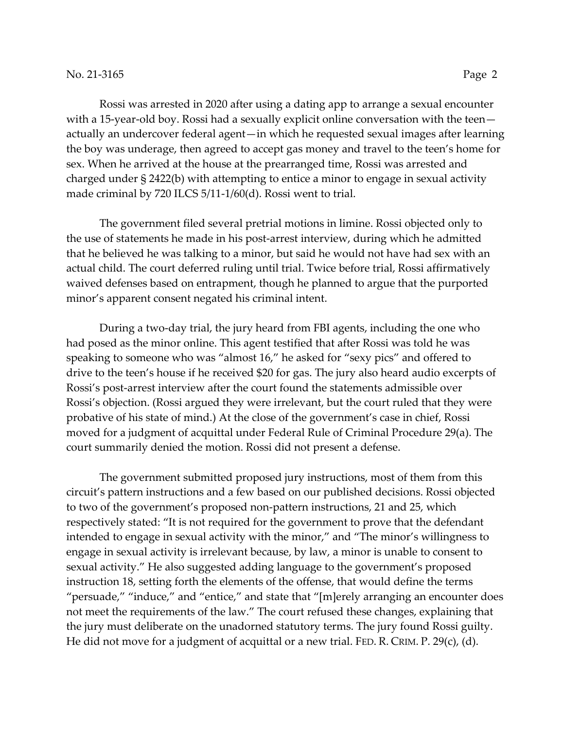Rossi was arrested in 2020 after using a dating app to arrange a sexual encounter with a 15-year-old boy. Rossi had a sexually explicit online conversation with the teen—actually an undercover federal agent—in which he requested sexual images after learning the boy was underage, then agreed to accept gas money and travel to the teen's home for sex. When he arrived at the house at the prearranged time, Rossi was arrested and charged under § 2422(b) with attempting to entice a minor to engage in sexual activity made criminal by 720 ILCS 5/11-1/60(d). Rossi went to trial.

The government filed several pretrial motions in limine. Rossi objected only to the use of statements he made in his post-arrest interview, during which he admitted that he believed he was talking to a minor, but said he would not have had sex with an actual child. The court deferred ruling until trial. Twice before trial, Rossi affirmatively waived defenses based on entrapment, though he planned to argue that the purported minor's apparent consent negated his criminal intent.

During a two-day trial, the jury heard from FBI agents, including the one who had posed as the minor online. This agent testified that after Rossi was told he was speaking to someone who was "almost 16," he asked for "sexy pics" and offered to drive to the teen's house if he received $20 for gas. The jury also heard audio excerpts of Rossi's post-arrest interview after the court found the statements admissible over Rossi's objection. (Rossi argued they were irrelevant, but the court ruled that they were probative of his state of mind.) At the close of the government's case in chief, Rossi moved for a judgment of acquittal under Federal Rule of Criminal Procedure 29(a). The court summarily denied the motion. Rossi did not present a defense.

The government submitted proposed jury instructions, most of them from this circuit's pattern instructions and a few based on our published decisions. Rossi objected to two of the government's proposed non-pattern instructions, 21 and 25, which respectively stated: "It is not required for the government to prove that the defendant intended to engage in sexual activity with the minor," and "The minor's willingness to engage in sexual activity is irrelevant because, by law, a minor is unable to consent to sexual activity." He also suggested adding language to the government's proposed instruction 18, setting forth the elements of the offense, that would define the terms "persuade," "induce," and "entice," and state that "[m]erely arranging an encounter does not meet the requirements of the law." The court refused these changes, explaining that the jury must deliberate on the unadorned statutory terms. The jury found Rossi guilty. He did not move for a judgment of acquittal or a new trial. FED. R. CRIM. P. 29(c), (d).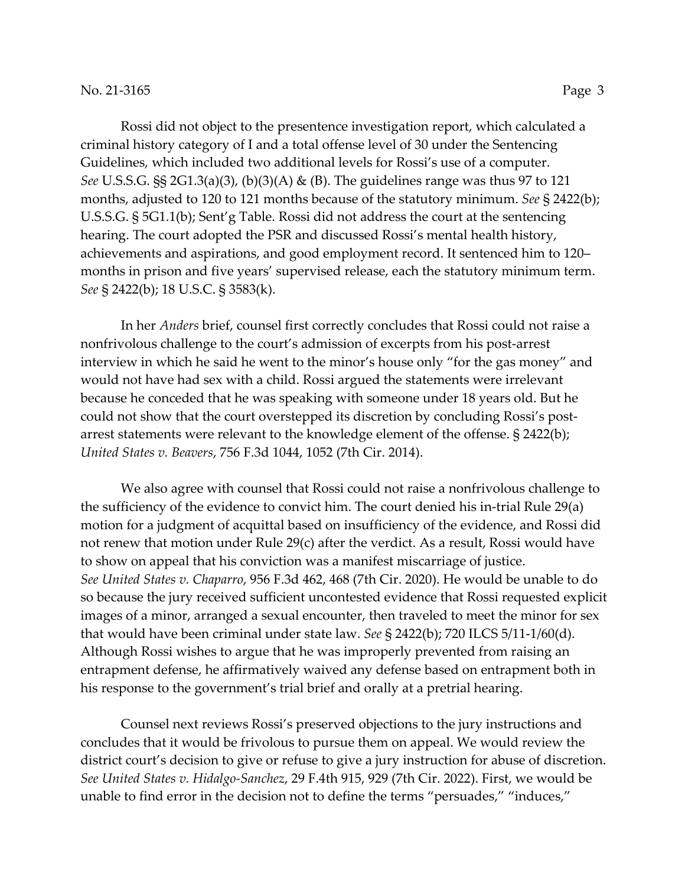Rossi did not object to the presentence investigation report, which calculated a criminal history category of I and a total offense level of 30 under the Sentencing Guidelines, which included two additional levels for Rossi's use of a computer. *See* U.S.S.G. §§ 2G1.3(a)(3), (b)(3)(A) & (B). The guidelines range was thus 97 to 121 months, adjusted to 120 to 121 months because of the statutory minimum. *See* § 2422(b); U.S.S.G. § 5G1.1(b); Sent'g Table. Rossi did not address the court at the sentencing hearing. The court adopted the PSR and discussed Rossi's mental health history, achievements and aspirations, and good employment record. It sentenced him to 120–months in prison and five years' supervised release, each the statutory minimum term. *See* § 2422(b); 18 U.S.C. § 3583(k).

In her *Anders* brief, counsel first correctly concludes that Rossi could not raise a nonfrivolous challenge to the court's admission of excerpts from his post-arrest interview in which he said he went to the minor's house only "for the gas money" and would not have had sex with a child. Rossi argued the statements were irrelevant because he conceded that he was speaking with someone under 18 years old. But he could not show that the court overstepped its discretion by concluding Rossi's post-arrest statements were relevant to the knowledge element of the offense. § 2422(b); *United States v. Beavers*, 756 F.3d 1044, 1052 (7th Cir. 2014).

We also agree with counsel that Rossi could not raise a nonfrivolous challenge to the sufficiency of the evidence to convict him. The court denied his in-trial Rule 29(a) motion for a judgment of acquittal based on insufficiency of the evidence, and Rossi did not renew that motion under Rule 29(c) after the verdict. As a result, Rossi would have to show on appeal that his conviction was a manifest miscarriage of justice. *See United States v. Chaparro*, 956 F.3d 462, 468 (7th Cir. 2020). He would be unable to do so because the jury received sufficient uncontested evidence that Rossi requested explicit images of a minor, arranged a sexual encounter, then traveled to meet the minor for sex that would have been criminal under state law. *See* § 2422(b); 720 ILCS 5/11-1/60(d). Although Rossi wishes to argue that he was improperly prevented from raising an entrapment defense, he affirmatively waived any defense based on entrapment both in his response to the government's trial brief and orally at a pretrial hearing.

Counsel next reviews Rossi's preserved objections to the jury instructions and concludes that it would be frivolous to pursue them on appeal. We would review the district court's decision to give or refuse to give a jury instruction for abuse of discretion. *See United States v. Hidalgo-Sanchez*, 29 F.4th 915, 929 (7th Cir. 2022). First, we would be unable to find error in the decision not to define the terms "persuades," "induces,"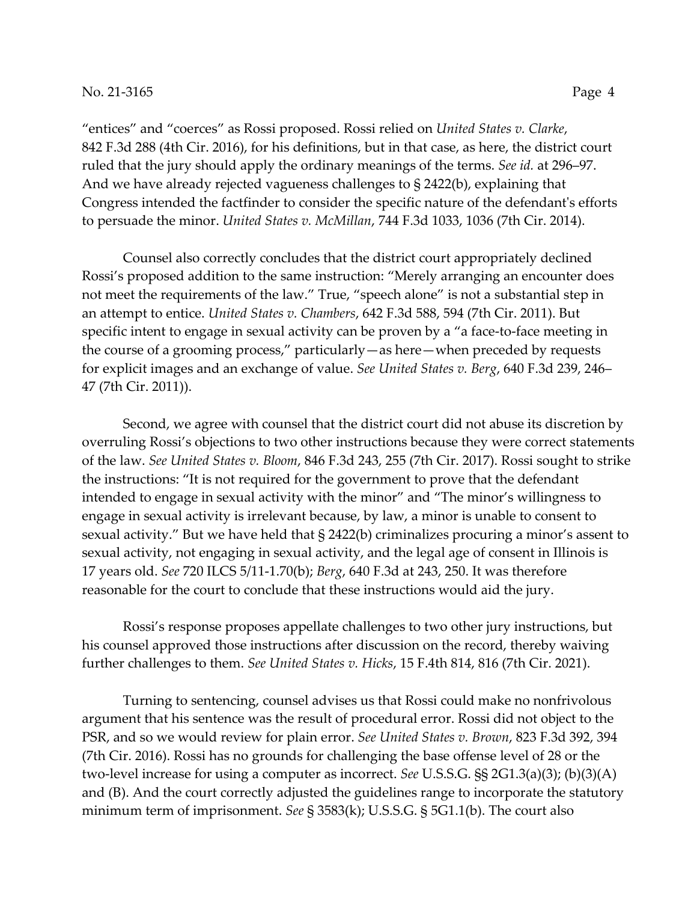"entices" and "coerces" as Rossi proposed. Rossi relied on *United States v. Clarke*, 842 F.3d 288 (4th Cir. 2016), for his definitions, but in that case, as here, the district court ruled that the jury should apply the ordinary meanings of the terms. *See id.* at 296–97. And we have already rejected vagueness challenges to § 2422(b), explaining that Congress intended the factfinder to consider the specific nature of the defendant's efforts to persuade the minor. *United States v. McMillan*, 744 F.3d 1033, 1036 (7th Cir. 2014).

Counsel also correctly concludes that the district court appropriately declined Rossi's proposed addition to the same instruction: "Merely arranging an encounter does not meet the requirements of the law." True, "speech alone" is not a substantial step in an attempt to entice. *United States v. Chambers*, 642 F.3d 588, 594 (7th Cir. 2011). But specific intent to engage in sexual activity can be proven by a "a face-to-face meeting in the course of a grooming process," particularly—as here—when preceded by requests for explicit images and an exchange of value. *See United States v. Berg*, 640 F.3d 239, 246–47 (7th Cir. 2011)).

Second, we agree with counsel that the district court did not abuse its discretion by overruling Rossi's objections to two other instructions because they were correct statements of the law. *See United States v. Bloom*, 846 F.3d 243, 255 (7th Cir. 2017). Rossi sought to strike the instructions: "It is not required for the government to prove that the defendant intended to engage in sexual activity with the minor" and "The minor's willingness to engage in sexual activity is irrelevant because, by law, a minor is unable to consent to sexual activity." But we have held that § 2422(b) criminalizes procuring a minor's assent to sexual activity, not engaging in sexual activity, and the legal age of consent in Illinois is 17 years old. *See* 720 ILCS 5/11-1.70(b); *Berg*, 640 F.3d at 243, 250. It was therefore reasonable for the court to conclude that these instructions would aid the jury.

Rossi's response proposes appellate challenges to two other jury instructions, but his counsel approved those instructions after discussion on the record, thereby waiving further challenges to them. *See United States v. Hicks*, 15 F.4th 814, 816 (7th Cir. 2021).

Turning to sentencing, counsel advises us that Rossi could make no nonfrivolous argument that his sentence was the result of procedural error. Rossi did not object to the PSR, and so we would review for plain error. *See United States v. Brown*, 823 F.3d 392, 394 (7th Cir. 2016). Rossi has no grounds for challenging the base offense level of 28 or the two-level increase for using a computer as incorrect. *See* U.S.S.G. §§ 2G1.3(a)(3); (b)(3)(A) and (B). And the court correctly adjusted the guidelines range to incorporate the statutory minimum term of imprisonment. *See* § 3583(k); U.S.S.G. § 5G1.1(b). The court also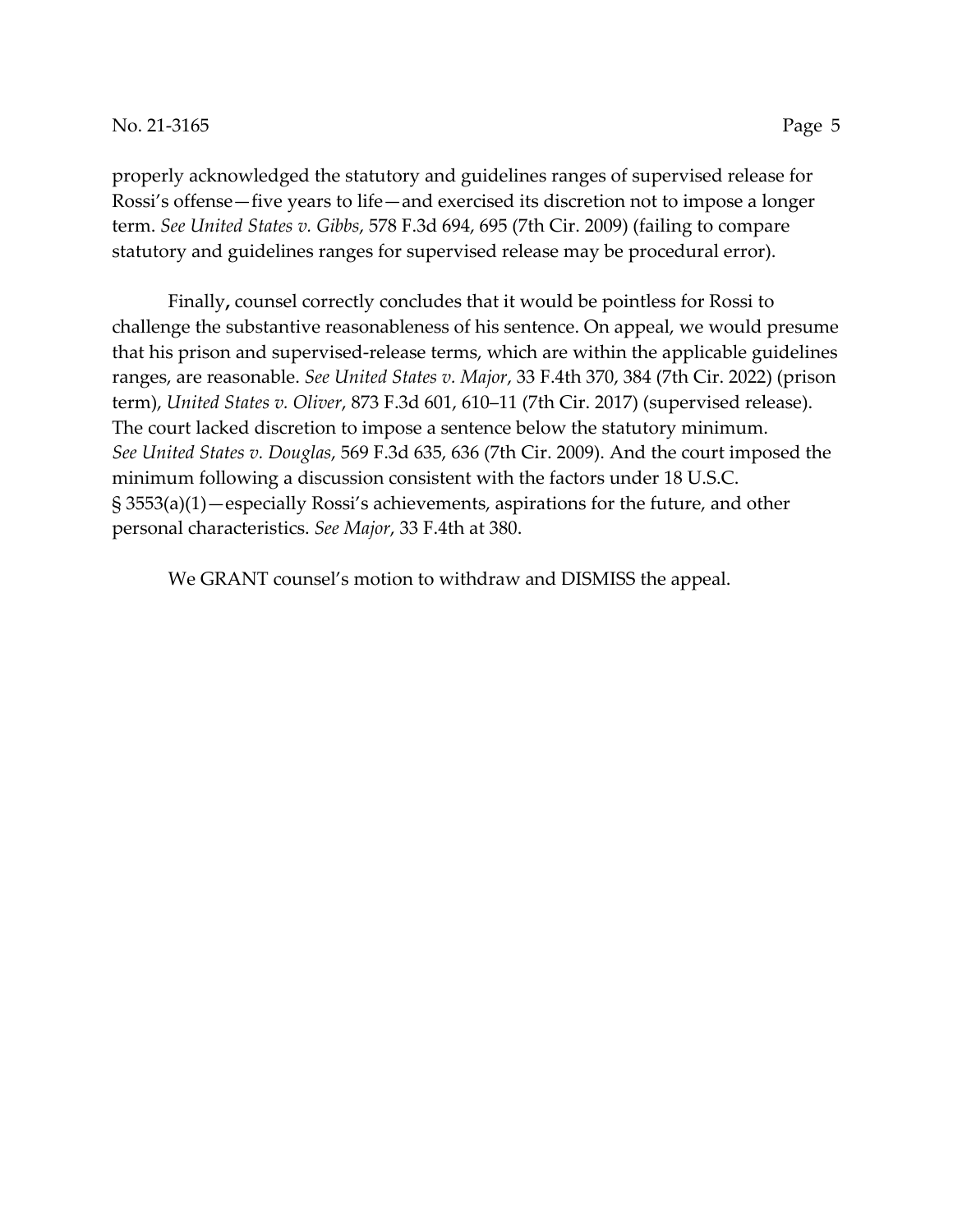properly acknowledged the statutory and guidelines ranges of supervised release for Rossi's offense—five years to life—and exercised its discretion not to impose a longer term. *See United States v. Gibbs*, 578 F.3d 694, 695 (7th Cir. 2009) (failing to compare statutory and guidelines ranges for supervised release may be procedural error).

Finally**,** counsel correctly concludes that it would be pointless for Rossi to challenge the substantive reasonableness of his sentence. On appeal, we would presume that his prison and supervised-release terms, which are within the applicable guidelines ranges, are reasonable. *See United States v. Major*, 33 F.4th 370, 384 (7th Cir. 2022) (prison term), *United States v. Oliver*, 873 F.3d 601, 610–11 (7th Cir. 2017) (supervised release). The court lacked discretion to impose a sentence below the statutory minimum. *See United States v. Douglas*, 569 F.3d 635, 636 (7th Cir. 2009). And the court imposed the minimum following a discussion consistent with the factors under 18 U.S.C. § 3553(a)(1)—especially Rossi's achievements, aspirations for the future, and other personal characteristics. *See Major*, 33 F.4th at 380.

We GRANT counsel's motion to withdraw and DISMISS the appeal.